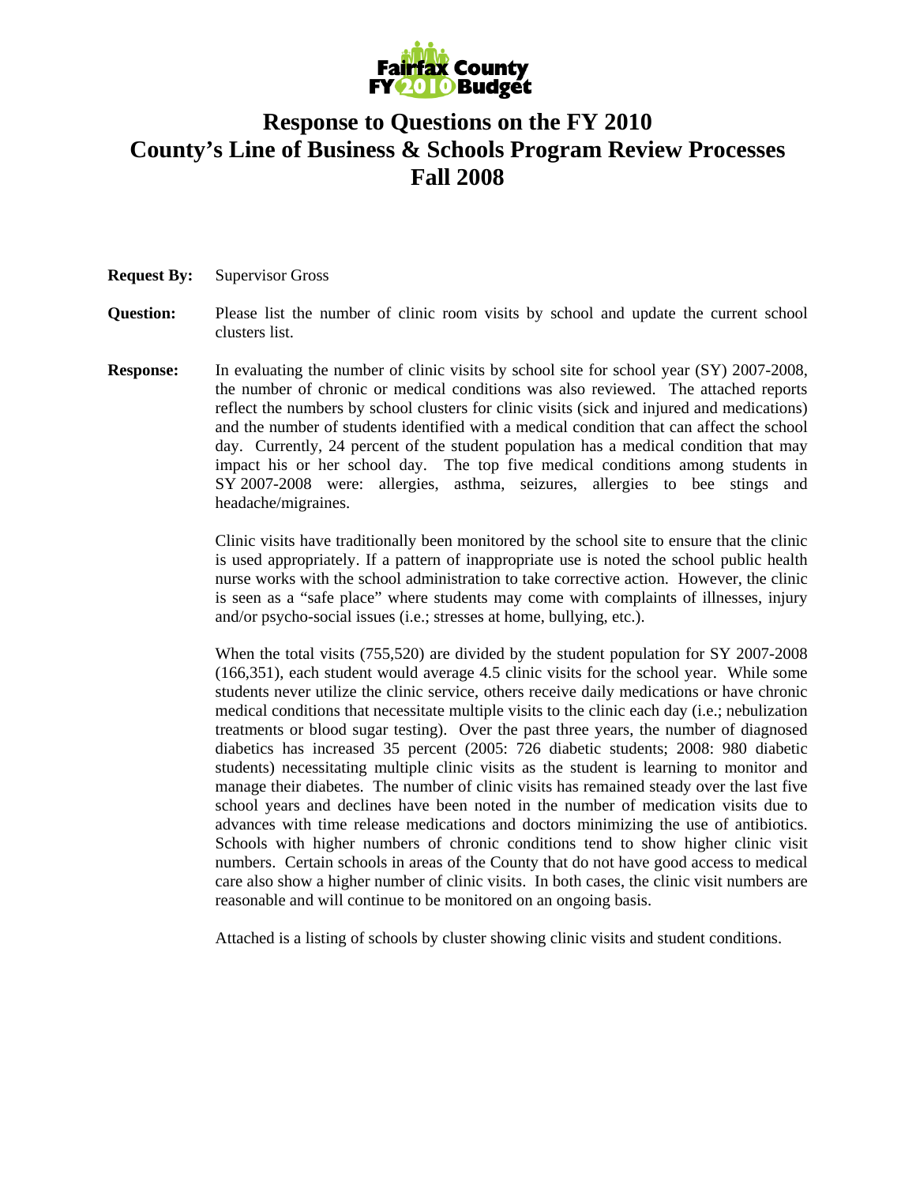Fairfax County FY 2010 Budget

# Response to Questions on the FY 2010 County's Line of Business & Schools Program Review Processes Fall 2008

**Request By:** Supervisor Gross

**Question:** Please list the number of clinic room visits by school and update the current school clusters list.

**Response:** In evaluating the number of clinic visits by school site for school year (SY) 2007-2008, the number of chronic or medical conditions was also reviewed. The attached reports reflect the numbers by school clusters for clinic visits (sick and injured and medications) and the number of students identified with a medical condition that can affect the school day. Currently, 24 percent of the student population has a medical condition that may impact his or her school day. The top five medical conditions among students in SY 2007-2008 were: allergies, asthma, seizures, allergies to bee stings and headache/migraines.

Clinic visits have traditionally been monitored by the school site to ensure that the clinic is used appropriately. If a pattern of inappropriate use is noted the school public health nurse works with the school administration to take corrective action. However, the clinic is seen as a "safe place" where students may come with complaints of illnesses, injury and/or psycho-social issues (i.e.; stresses at home, bullying, etc.).

When the total visits (755,520) are divided by the student population for SY 2007-2008 (166,351), each student would average 4.5 clinic visits for the school year. While some students never utilize the clinic service, others receive daily medications or have chronic medical conditions that necessitate multiple visits to the clinic each day (i.e.; nebulization treatments or blood sugar testing). Over the past three years, the number of diagnosed diabetics has increased 35 percent (2005: 726 diabetic students; 2008: 980 diabetic students) necessitating multiple clinic visits as the student is learning to monitor and manage their diabetes. The number of clinic visits has remained steady over the last five school years and declines have been noted in the number of medication visits due to advances with time release medications and doctors minimizing the use of antibiotics. Schools with higher numbers of chronic conditions tend to show higher clinic visit numbers. Certain schools in areas of the County that do not have good access to medical care also show a higher number of clinic visits. In both cases, the clinic visit numbers are reasonable and will continue to be monitored on an ongoing basis.

Attached is a listing of schools by cluster showing clinic visits and student conditions.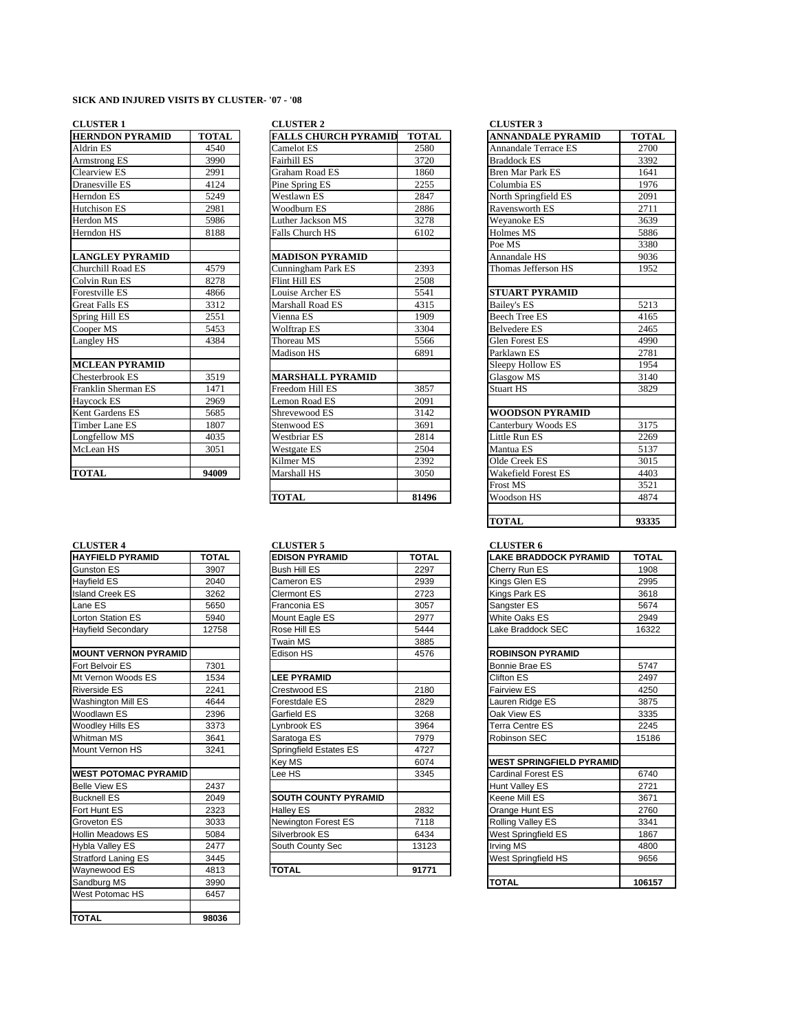# SICK AND INJURED VISITS BY CLUSTER- '07 - '08

## CLUSTER 1

| HERNDON PYRAMID | TOTAL |
|---|---|
| Aldrin ES | 4540 |
| Armstrong ES | 3990 |
| Clearview ES | 2991 |
| Dranesville ES | 4124 |
| Herndon ES | 5249 |
| Hutchison ES | 2981 |
| Herdon MS | 5986 |
| Herndon HS | 8188 |
| | |
| **LANGLEY PYRAMID** | |
| Churchill Road ES | 4579 |
| Colvin Run ES | 8278 |
| Forestville ES | 4866 |
| Great Falls ES | 3312 |
| Spring Hill ES | 2551 |
| Cooper MS | 5453 |
| Langley HS | 4384 |
| | |
| **MCLEAN PYRAMID** | |
| Chesterbrook ES | 3519 |
| Franklin Sherman ES | 1471 |
| Haycock ES | 2969 |
| Kent Gardens ES | 5685 |
| Timber Lane ES | 1807 |
| Longfellow MS | 4035 |
| McLean HS | 3051 |
| | |
| **TOTAL** | **94009** |

## CLUSTER 2

| FALLS CHURCH PYRAMID | TOTAL |
|---|---|
| Camelot ES | 2580 |
| Fairhill ES | 3720 |
| Graham Road ES | 1860 |
| Pine Spring ES | 2255 |
| Westlawn ES | 2847 |
| Woodburn ES | 2886 |
| Luther Jackson MS | 3278 |
| Falls Church HS | 6102 |
| | |
| **MADISON PYRAMID** | |
| Cunningham Park ES | 2393 |
| Flint Hill ES | 2508 |
| Louise Archer ES | 5541 |
| Marshall Road ES | 4315 |
| Vienna ES | 1909 |
| Wolftrap ES | 3304 |
| Thoreau MS | 5566 |
| Madison HS | 6891 |
| | |
| **MARSHALL PYRAMID** | |
| Freedom Hill ES | 3857 |
| Lemon Road ES | 2091 |
| Shrevewood ES | 3142 |
| Stenwood ES | 3691 |
| Westbriar ES | 2814 |
| Westgate ES | 2504 |
| Kilmer MS | 2392 |
| Marshall HS | 3050 |
| | |
| **TOTAL** | **81496** |

## CLUSTER 3

| ANNANDALE PYRAMID | TOTAL |
|---|---|
| Annandale Terrace ES | 2700 |
| Braddock ES | 3392 |
| Bren Mar Park ES | 1641 |
| Columbia ES | 1976 |
| North Springfield ES | 2091 |
| Ravensworth ES | 2711 |
| Weyanoke ES | 3639 |
| Holmes MS | 5886 |
| Poe MS | 3380 |
| Annandale HS | 9036 |
| Thomas Jefferson HS | 1952 |
| | |
| **STUART PYRAMID** | |
| Bailey's ES | 5213 |
| Beech Tree ES | 4165 |
| Belvedere ES | 2465 |
| Glen Forest ES | 4990 |
| Parklawn ES | 2781 |
| Sleepy Hollow ES | 1954 |
| Glasgow MS | 3140 |
| Stuart HS | 3829 |
| | |
| **WOODSON PYRAMID** | |
| Canterbury Woods ES | 3175 |
| Little Run ES | 2269 |
| Mantua ES | 5137 |
| Olde Creek ES | 3015 |
| Wakefield Forest ES | 4403 |
| Frost MS | 3521 |
| Woodson HS | 4874 |
| | |
| **TOTAL** | **93335** |

## CLUSTER 4

| HAYFIELD PYRAMID | TOTAL |
|---|---|
| Gunston ES | 3907 |
| Hayfield ES | 2040 |
| Island Creek ES | 3262 |
| Lane ES | 5650 |
| Lorton Station ES | 5940 |
| Hayfield Secondary | 12758 |
| | |
| **MOUNT VERNON PYRAMID** | |
| Fort Belvoir ES | 7301 |
| Mt Vernon Woods ES | 1534 |
| Riverside ES | 2241 |
| Washington Mill ES | 4644 |
| Woodlawn ES | 2396 |
| Woodley Hills ES | 3373 |
| Whitman MS | 3641 |
| Mount Vernon HS | 3241 |
| | |
| **WEST POTOMAC PYRAMID** | |
| Belle View ES | 2437 |
| Bucknell ES | 2049 |
| Fort Hunt ES | 2323 |
| Groveton ES | 3033 |
| Hollin Meadows ES | 5084 |
| Hybla Valley ES | 2477 |
| Stratford Laning ES | 3445 |
| Waynewood ES | 4813 |
| Sandburg MS | 3990 |
| West Potomac HS | 6457 |
| | |
| **TOTAL** | **98036** |

## CLUSTER 5

| EDISON PYRAMID | TOTAL |
|---|---|
| Bush Hill ES | 2297 |
| Cameron ES | 2939 |
| Clermont ES | 2723 |
| Franconia ES | 3057 |
| Mount Eagle ES | 2977 |
| Rose Hill ES | 5444 |
| Twain MS | 3885 |
| Edison HS | 4576 |
| | |
| **LEE PYRAMID** | |
| Crestwood ES | 2180 |
| Forestdale ES | 2829 |
| Garfield ES | 3268 |
| Lynbrook ES | 3964 |
| Saratoga ES | 7979 |
| Springfield Estates ES | 4727 |
| Key MS | 6074 |
| Lee HS | 3345 |
| | |
| **SOUTH COUNTY PYRAMID** | |
| Halley ES | 2832 |
| Newington Forest ES | 7118 |
| Silverbrook ES | 6434 |
| South County Sec | 13123 |
| | |
| **TOTAL** | **91771** |

## CLUSTER 6

| LAKE BRADDOCK PYRAMID | TOTAL |
|---|---|
| Cherry Run ES | 1908 |
| Kings Glen ES | 2995 |
| Kings Park ES | 3618 |
| Sangster ES | 5674 |
| White Oaks ES | 2949 |
| Lake Braddock SEC | 16322 |
| | |
| **ROBINSON PYRAMID** | |
| Bonnie Brae ES | 5747 |
| Clifton ES | 2497 |
| Fairview ES | 4250 |
| Lauren Ridge ES | 3875 |
| Oak View ES | 3335 |
| Terra Centre ES | 2245 |
| Robinson SEC | 15186 |
| | |
| **WEST SPRINGFIELD PYRAMID** | |
| Cardinal Forest ES | 6740 |
| Hunt Valley ES | 2721 |
| Keene Mill ES | 3671 |
| Orange Hunt ES | 2760 |
| Rolling Valley ES | 3341 |
| West Springfield ES | 1867 |
| Irving MS | 4800 |
| West Springfield HS | 9656 |
| | |
| **TOTAL** | **106157** |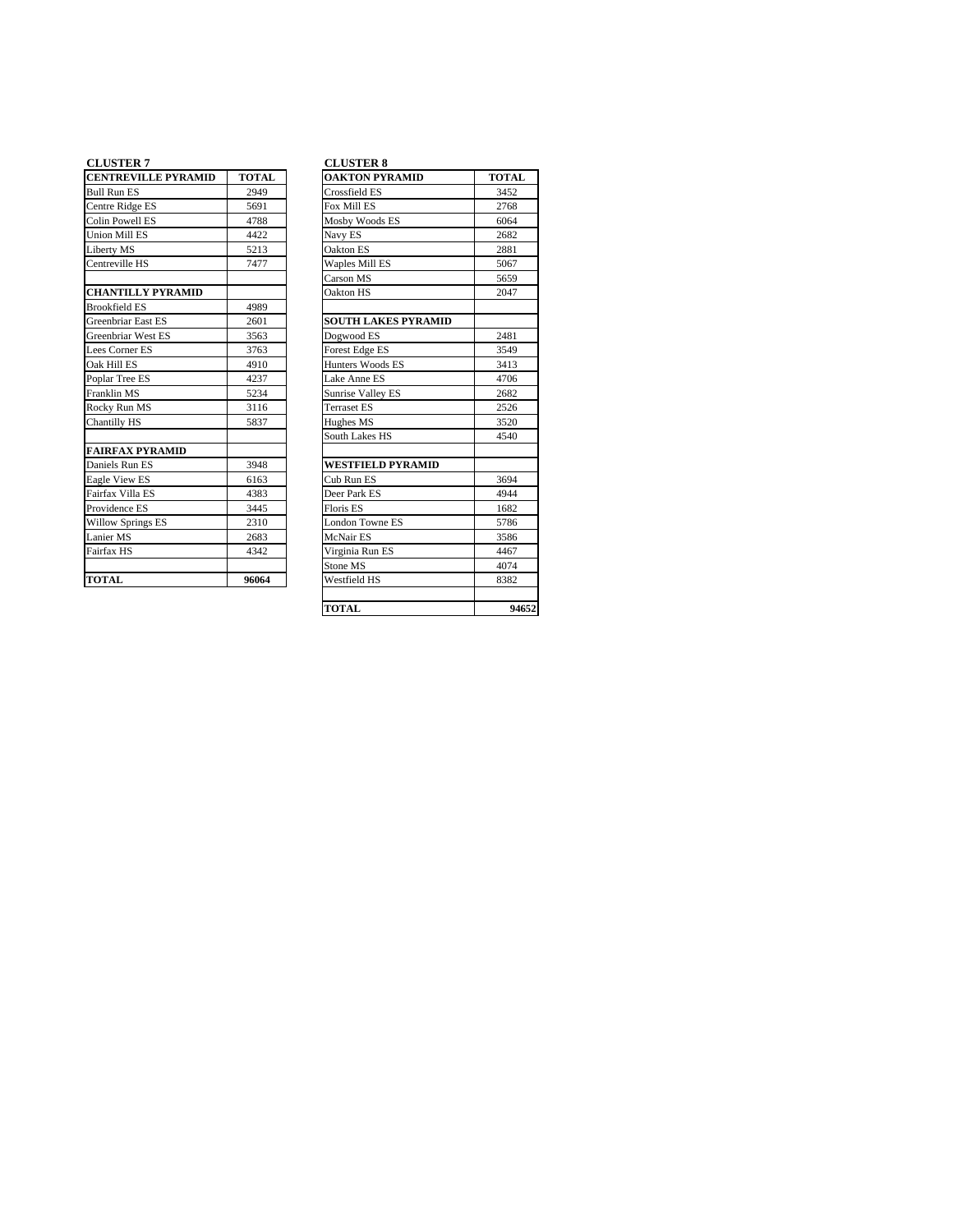**CLUSTER 7**

| CENTREVILLE PYRAMID | TOTAL |
|---|---|
| Bull Run ES | 2949 |
| Centre Ridge ES | 5691 |
| Colin Powell ES | 4788 |
| Union Mill ES | 4422 |
| Liberty MS | 5213 |
| Centreville HS | 7477 |
| | |
| **CHANTILLY PYRAMID** | |
| Brookfield ES | 4989 |
| Greenbriar East ES | 2601 |
| Greenbriar West ES | 3563 |
| Lees Corner ES | 3763 |
| Oak Hill ES | 4910 |
| Poplar Tree ES | 4237 |
| Franklin MS | 5234 |
| Rocky Run MS | 3116 |
| Chantilly HS | 5837 |
| | |
| **FAIRFAX PYRAMID** | |
| Daniels Run ES | 3948 |
| Eagle View ES | 6163 |
| Fairfax Villa ES | 4383 |
| Providence ES | 3445 |
| Willow Springs ES | 2310 |
| Lanier MS | 2683 |
| Fairfax HS | 4342 |
| | |
| **TOTAL** | **96064** |

**CLUSTER 8**

| OAKTON PYRAMID | TOTAL |
|---|---|
| Crossfield ES | 3452 |
| Fox Mill ES | 2768 |
| Mosby Woods ES | 6064 |
| Navy ES | 2682 |
| Oakton ES | 2881 |
| Waples Mill ES | 5067 |
| Carson MS | 5659 |
| Oakton HS | 2047 |
| | |
| **SOUTH LAKES PYRAMID** | |
| Dogwood ES | 2481 |
| Forest Edge ES | 3549 |
| Hunters Woods ES | 3413 |
| Lake Anne ES | 4706 |
| Sunrise Valley ES | 2682 |
| Terraset ES | 2526 |
| Hughes MS | 3520 |
| South Lakes HS | 4540 |
| | |
| **WESTFIELD PYRAMID** | |
| Cub Run ES | 3694 |
| Deer Park ES | 4944 |
| Floris ES | 1682 |
| London Towne ES | 5786 |
| McNair ES | 3586 |
| Virginia Run ES | 4467 |
| Stone MS | 4074 |
| Westfield HS | 8382 |
| | |
| **TOTAL** | **94652** |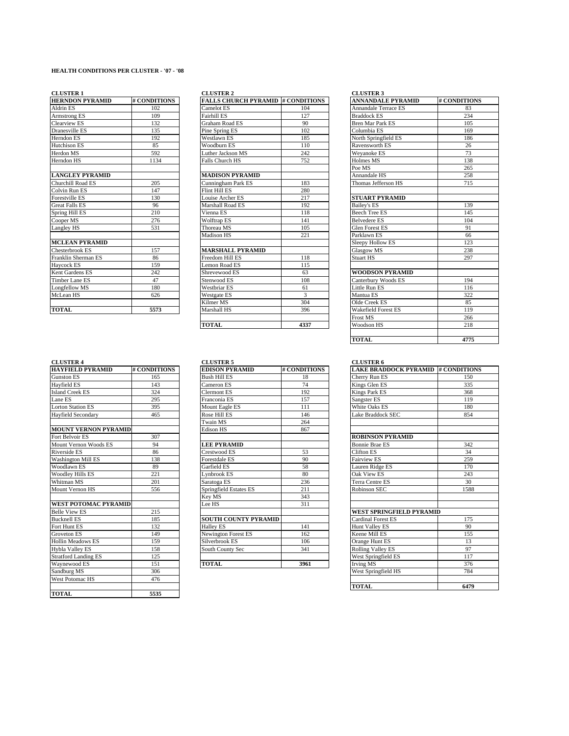**HEALTH CONDITIONS PER CLUSTER - '07 - '08**

**CLUSTER 1**

| HERNDON PYRAMID | # CONDITIONS |
|---|---|
| Aldrin ES | 102 |
| Armstrong ES | 109 |
| Clearview ES | 132 |
| Dranesville ES | 135 |
| Herndon ES | 192 |
| Hutchison ES | 85 |
| Herdon MS | 592 |
| Herndon HS | 1134 |
| | |
| **LANGLEY PYRAMID** | |
| Churchill Road ES | 205 |
| Colvin Run ES | 147 |
| Forestville ES | 130 |
| Great Falls ES | 96 |
| Spring Hill ES | 210 |
| Cooper MS | 276 |
| Langley HS | 531 |
| | |
| **MCLEAN PYRAMID** | |
| Chesterbrook ES | 157 |
| Franklin Sherman ES | 86 |
| Haycock ES | 159 |
| Kent Gardens ES | 242 |
| Timber Lane ES | 47 |
| Longfellow MS | 180 |
| McLean HS | 626 |
| | |
| **TOTAL** | **5573** |

**CLUSTER 2**

| FALLS CHURCH PYRAMID | # CONDITIONS |
|---|---|
| Camelot ES | 104 |
| Fairhill ES | 127 |
| Graham Road ES | 90 |
| Pine Spring ES | 102 |
| Westlawn ES | 185 |
| Woodburn ES | 110 |
| Luther Jackson MS | 242 |
| Falls Church HS | 752 |
| | |
| **MADISON PYRAMID** | |
| Cunningham Park ES | 183 |
| Flint Hill ES | 280 |
| Louise Archer ES | 217 |
| Marshall Road ES | 192 |
| Vienna ES | 118 |
| Wolftrap ES | 141 |
| Thoreau MS | 105 |
| Madison HS | 221 |
| | |
| **MARSHALL PYRAMID** | |
| Freedom Hill ES | 118 |
| Lemon Road ES | 115 |
| Shrevewood ES | 63 |
| Stenwood ES | 108 |
| Westbriar ES | 61 |
| Westgate ES | 3 |
| Kilmer MS | 304 |
| Marshall HS | 396 |
| | |
| **TOTAL** | **4337** |

**CLUSTER 3**

| ANNANDALE PYRAMID | # CONDITIONS |
|---|---|
| Annandale Terrace ES | 83 |
| Braddock ES | 234 |
| Bren Mar Park ES | 105 |
| Columbia ES | 169 |
| North Springfield ES | 186 |
| Ravensworth ES | 26 |
| Weyanoke ES | 73 |
| Holmes MS | 138 |
| Poe MS | 265 |
| Annandale HS | 258 |
| Thomas Jefferson HS | 715 |
| | |
| **STUART PYRAMID** | |
| Bailey's ES | 139 |
| Beech Tree ES | 145 |
| Belvedere ES | 104 |
| Glen Forest ES | 91 |
| Parklawn ES | 66 |
| Sleepy Hollow ES | 123 |
| Glasgow MS | 238 |
| Stuart HS | 297 |
| | |
| **WOODSON PYRAMID** | |
| Canterbury Woods ES | 194 |
| Little Run ES | 116 |
| Mantua ES | 322 |
| Olde Creek ES | 85 |
| Wakefield Forest ES | 119 |
| Frost MS | 266 |
| Woodson HS | 218 |
| | |
| **TOTAL** | **4775** |

**CLUSTER 4**

| HAYFIELD PYRAMID | # CONDITIONS |
|---|---|
| Gunston ES | 165 |
| Hayfield ES | 143 |
| Island Creek ES | 324 |
| Lane ES | 295 |
| Lorton Station ES | 395 |
| Hayfield Secondary | 465 |
| | |
| **MOUNT VERNON PYRAMID** | |
| Fort Belvoir ES | 307 |
| Mount Vernon Woods ES | 94 |
| Riverside ES | 86 |
| Washington Mill ES | 138 |
| Woodlawn ES | 89 |
| Woodley Hills ES | 221 |
| Whitman MS | 201 |
| Mount Vernon HS | 556 |
| | |
| **WEST POTOMAC PYRAMID** | |
| Belle View ES | 215 |
| Bucknell ES | 185 |
| Fort Hunt ES | 132 |
| Groveton ES | 149 |
| Hollin Meadows ES | 159 |
| Hybla Valley ES | 158 |
| Stratford Landing ES | 125 |
| Waynewood ES | 151 |
| Sandburg MS | 306 |
| West Potomac HS | 476 |
| | |
| **TOTAL** | **5535** |

**CLUSTER 5**

| EDISON PYRAMID | # CONDITIONS |
|---|---|
| Bush Hill ES | 18 |
| Cameron ES | 74 |
| Clermont ES | 192 |
| Franconia ES | 157 |
| Mount Eagle ES | 111 |
| Rose Hill ES | 146 |
| Twain MS | 264 |
| Edison HS | 867 |
| | |
| **LEE PYRAMID** | |
| Crestwood ES | 53 |
| Forestdale ES | 90 |
| Garfield ES | 58 |
| Lynbrook ES | 80 |
| Saratoga ES | 236 |
| Springfield Estates ES | 211 |
| Key MS | 343 |
| Lee HS | 311 |
| | |
| **SOUTH COUNTY PYRAMID** | |
| Halley ES | 141 |
| Newington Forest ES | 162 |
| Silverbrook ES | 106 |
| South County Sec | 341 |
| | |
| **TOTAL** | **3961** |

**CLUSTER 6**

| LAKE BRADDOCK PYRAMID | # CONDITIONS |
|---|---|
| Cherry Run ES | 150 |
| Kings Glen ES | 335 |
| Kings Park ES | 368 |
| Sangster ES | 119 |
| White Oaks ES | 180 |
| Lake Braddock SEC | 854 |
| | |
| **ROBINSON PYRAMID** | |
| Bonnie Brae ES | 342 |
| Clifton ES | 34 |
| Fairview ES | 259 |
| Lauren Ridge ES | 170 |
| Oak View ES | 243 |
| Terra Centre ES | 30 |
| Robinson SEC | 1588 |
| | |
| **WEST SPRINGFIELD PYRAMID** | |
| Cardinal Forest ES | 175 |
| Hunt Valley ES | 90 |
| Keene Mill ES | 155 |
| Orange Hunt ES | 13 |
| Rolling Valley ES | 97 |
| West Springfield ES | 117 |
| Irving MS | 376 |
| West Springfield HS | 784 |
| | |
| **TOTAL** | **6479** |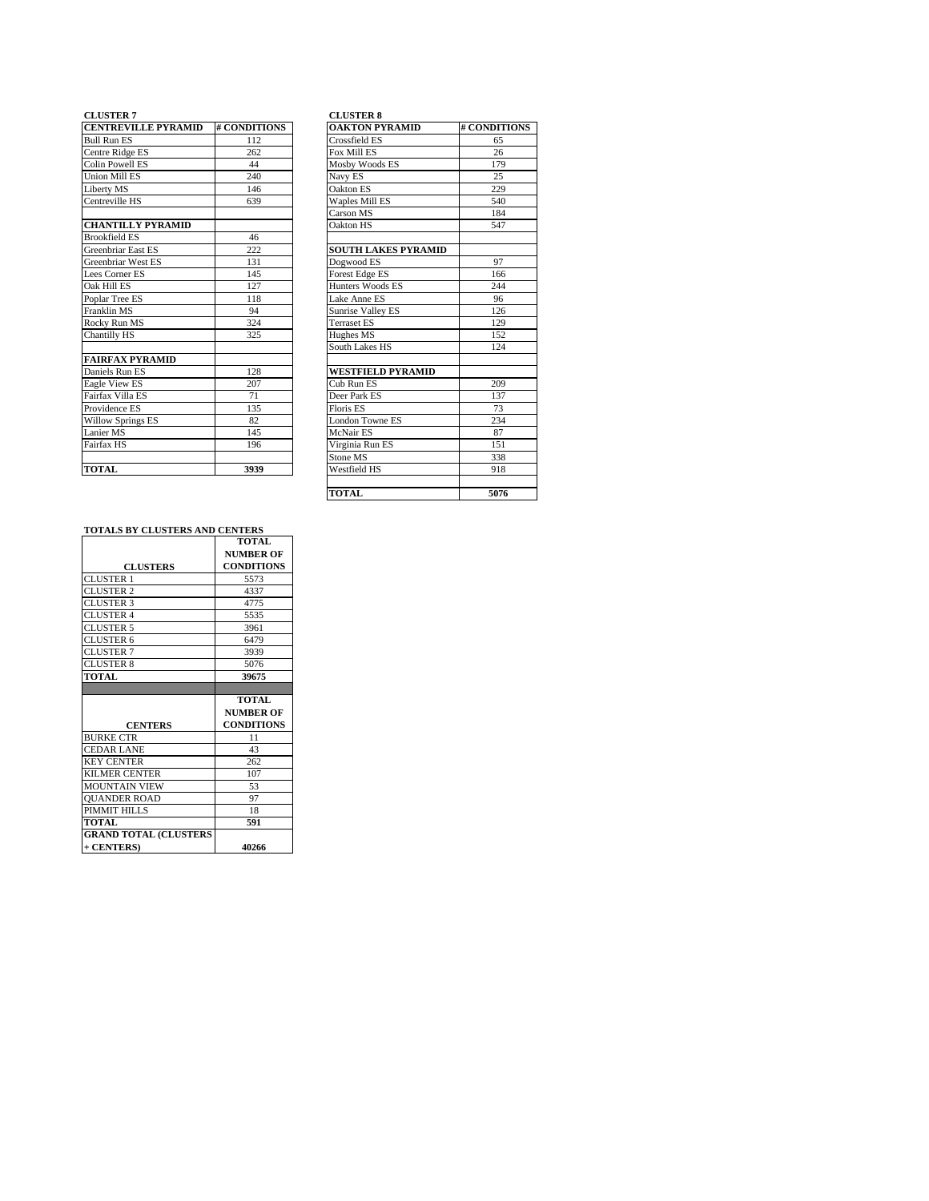**CLUSTER 7**

| CENTREVILLE PYRAMID | # CONDITIONS |
|---|---|
| Bull Run ES | 112 |
| Centre Ridge ES | 262 |
| Colin Powell ES | 44 |
| Union Mill ES | 240 |
| Liberty MS | 146 |
| Centreville HS | 639 |
| | |
| **CHANTILLY PYRAMID** | |
| Brookfield ES | 46 |
| Greenbriar East ES | 222 |
| Greenbriar West ES | 131 |
| Lees Corner ES | 145 |
| Oak Hill ES | 127 |
| Poplar Tree ES | 118 |
| Franklin MS | 94 |
| Rocky Run MS | 324 |
| Chantilly HS | 325 |
| | |
| **FAIRFAX PYRAMID** | |
| Daniels Run ES | 128 |
| Eagle View ES | 207 |
| Fairfax Villa ES | 71 |
| Providence ES | 135 |
| Willow Springs ES | 82 |
| Lanier MS | 145 |
| Fairfax HS | 196 |
| | |
| **TOTAL** | **3939** |

**CLUSTER 8**

| OAKTON PYRAMID | # CONDITIONS |
|---|---|
| Crossfield ES | 65 |
| Fox Mill ES | 26 |
| Mosby Woods ES | 179 |
| Navy ES | 25 |
| Oakton ES | 229 |
| Waples Mill ES | 540 |
| Carson MS | 184 |
| Oakton HS | 547 |
| | |
| **SOUTH LAKES PYRAMID** | |
| Dogwood ES | 97 |
| Forest Edge ES | 166 |
| Hunters Woods ES | 244 |
| Lake Anne ES | 96 |
| Sunrise Valley ES | 126 |
| Terraset ES | 129 |
| Hughes MS | 152 |
| South Lakes HS | 124 |
| | |
| **WESTFIELD PYRAMID** | |
| Cub Run ES | 209 |
| Deer Park ES | 137 |
| Floris ES | 73 |
| London Towne ES | 234 |
| McNair ES | 87 |
| Virginia Run ES | 151 |
| Stone MS | 338 |
| Westfield HS | 918 |
| | |
| **TOTAL** | **5076** |

**TOTALS BY CLUSTERS AND CENTERS**

| CLUSTERS | TOTAL NUMBER OF CONDITIONS |
|---|---|
| CLUSTER 1 | 5573 |
| CLUSTER 2 | 4337 |
| CLUSTER 3 | 4775 |
| CLUSTER 4 | 5535 |
| CLUSTER 5 | 3961 |
| CLUSTER 6 | 6479 |
| CLUSTER 7 | 3939 |
| CLUSTER 8 | 5076 |
| **TOTAL** | **39675** |
| | |
| **CENTERS** | **TOTAL NUMBER OF CONDITIONS** |
| BURKE CTR | 11 |
| CEDAR LANE | 43 |
| KEY CENTER | 262 |
| KILMER CENTER | 107 |
| MOUNTAIN VIEW | 53 |
| QUANDER ROAD | 97 |
| PIMMIT HILLS | 18 |
| **TOTAL** | **591** |
| **GRAND TOTAL (CLUSTERS + CENTERS)** | **40266** |